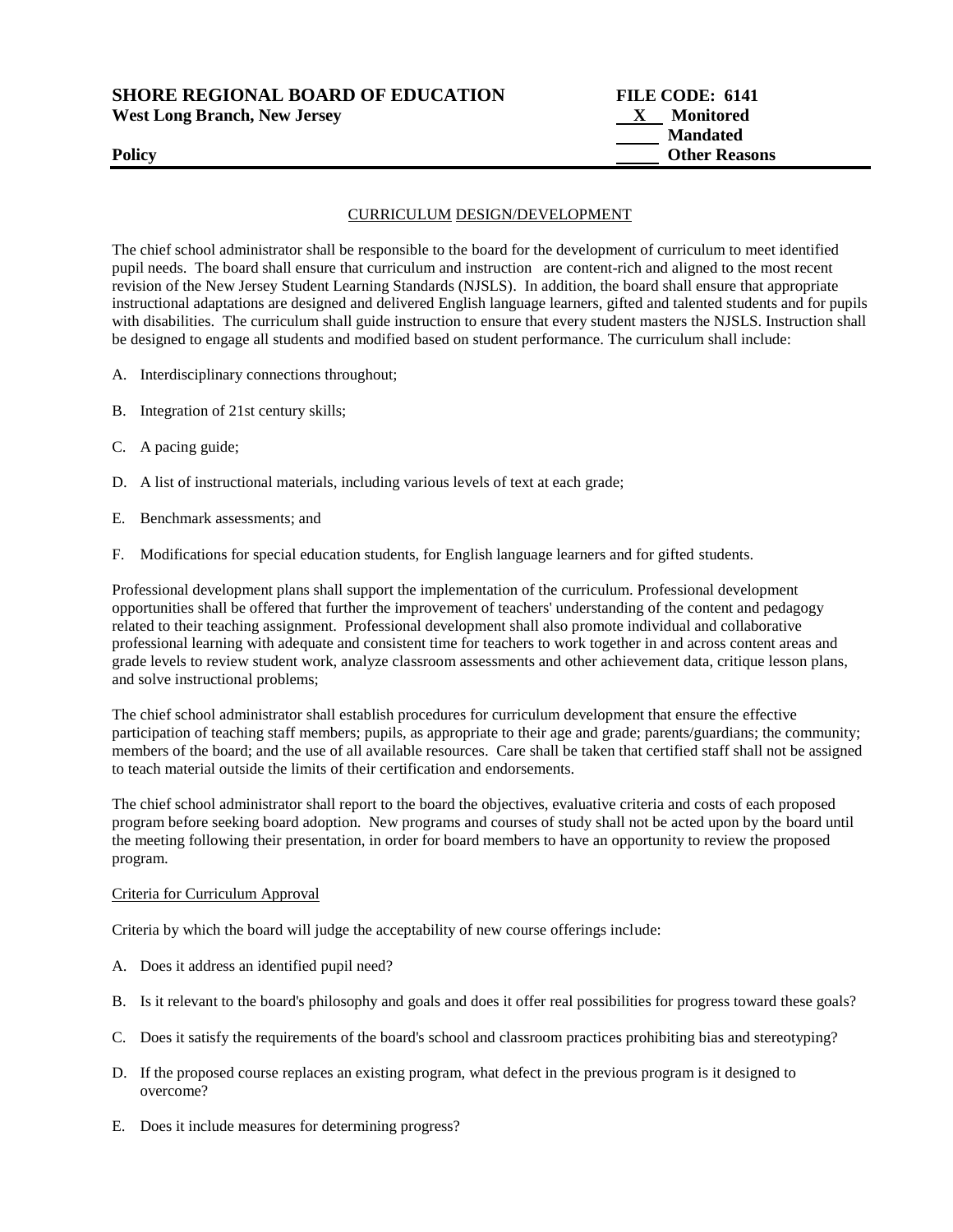**SHORE REGIONAL BOARD OF EDUCATION** **FILE CODE: 6141**
**West Long Branch, New Jersey** **X Monitored**
**Mandated**
**Policy** **Other Reasons**

## CURRICULUM DESIGN/DEVELOPMENT

The chief school administrator shall be responsible to the board for the development of curriculum to meet identified pupil needs. The board shall ensure that curriculum and instruction are content-rich and aligned to the most recent revision of the New Jersey Student Learning Standards (NJSLS). In addition, the board shall ensure that appropriate instructional adaptations are designed and delivered English language learners, gifted and talented students and for pupils with disabilities. The curriculum shall guide instruction to ensure that every student masters the NJSLS. Instruction shall be designed to engage all students and modified based on student performance. The curriculum shall include:

A. Interdisciplinary connections throughout;

B. Integration of 21st century skills;

C. A pacing guide;

D. A list of instructional materials, including various levels of text at each grade;

E. Benchmark assessments; and

F. Modifications for special education students, for English language learners and for gifted students.

Professional development plans shall support the implementation of the curriculum. Professional development opportunities shall be offered that further the improvement of teachers' understanding of the content and pedagogy related to their teaching assignment. Professional development shall also promote individual and collaborative professional learning with adequate and consistent time for teachers to work together in and across content areas and grade levels to review student work, analyze classroom assessments and other achievement data, critique lesson plans, and solve instructional problems;

The chief school administrator shall establish procedures for curriculum development that ensure the effective participation of teaching staff members; pupils, as appropriate to their age and grade; parents/guardians; the community; members of the board; and the use of all available resources. Care shall be taken that certified staff shall not be assigned to teach material outside the limits of their certification and endorsements.

The chief school administrator shall report to the board the objectives, evaluative criteria and costs of each proposed program before seeking board adoption. New programs and courses of study shall not be acted upon by the board until the meeting following their presentation, in order for board members to have an opportunity to review the proposed program.

### Criteria for Curriculum Approval

Criteria by which the board will judge the acceptability of new course offerings include:

A. Does it address an identified pupil need?

B. Is it relevant to the board's philosophy and goals and does it offer real possibilities for progress toward these goals?

C. Does it satisfy the requirements of the board's school and classroom practices prohibiting bias and stereotyping?

D. If the proposed course replaces an existing program, what defect in the previous program is it designed to overcome?

E. Does it include measures for determining progress?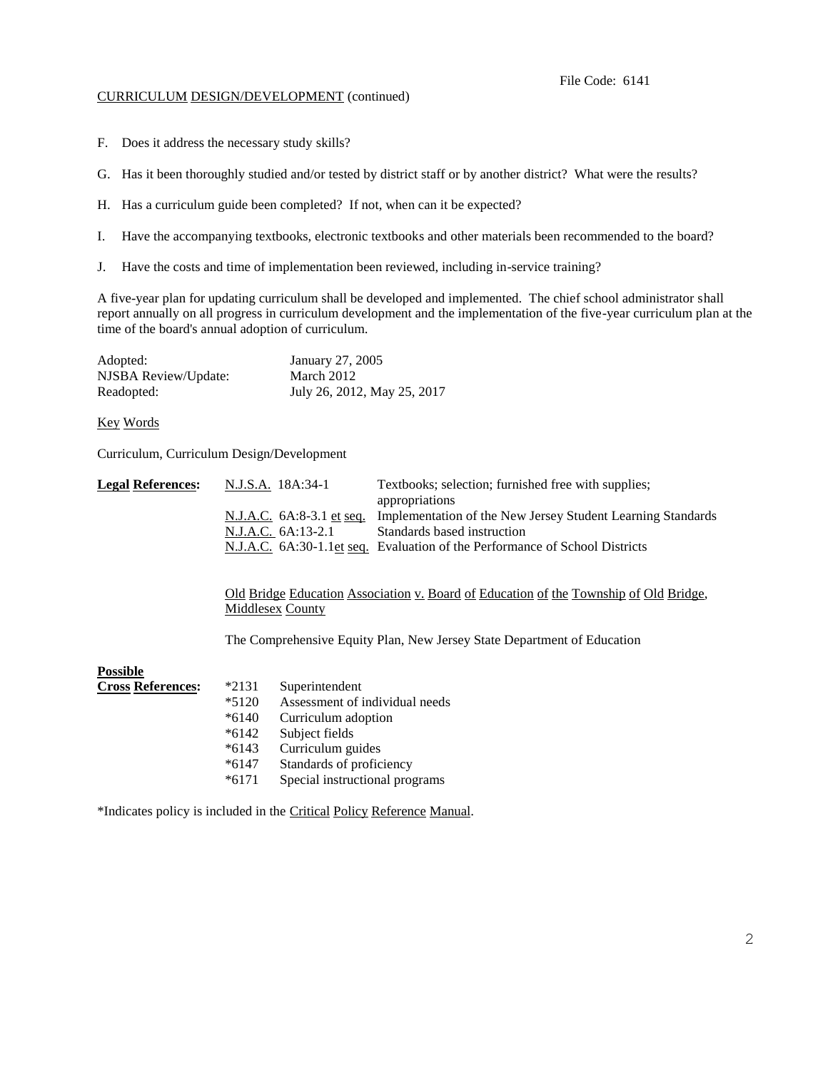F. Does it address the necessary study skills?

G. Has it been thoroughly studied and/or tested by district staff or by another district? What were the results?

H. Has a curriculum guide been completed? If not, when can it be expected?

I. Have the accompanying textbooks, electronic textbooks and other materials been recommended to the board?

J. Have the costs and time of implementation been reviewed, including in-service training?

A five-year plan for updating curriculum shall be developed and implemented. The chief school administrator shall report annually on all progress in curriculum development and the implementation of the five-year curriculum plan at the time of the board's annual adoption of curriculum.

| | |
|---|---|
| Adopted: | January 27, 2005 |
| NJSBA Review/Update: | March 2012 |
| Readopted: | July 26, 2012, May 25, 2017 |

Key Words

Curriculum, Curriculum Design/Development

| | | |
|---|---|---|
| **Legal References:** | N.J.S.A. 18A:34-1 | Textbooks; selection; furnished free with supplies; appropriations |
| | N.J.A.C. 6A:8-3.1 et seq. | Implementation of the New Jersey Student Learning Standards |
| | N.J.A.C. 6A:13-2.1 | Standards based instruction |
| | N.J.A.C. 6A:30-1.1et seq. | Evaluation of the Performance of School Districts |

Old Bridge Education Association v. Board of Education of the Township of Old Bridge, Middlesex County

The Comprehensive Equity Plan, New Jersey State Department of Education

| | | |
|---|---|---|
| **Possible Cross References:** | *2131 | Superintendent |
| | *5120 | Assessment of individual needs |
| | *6140 | Curriculum adoption |
| | *6142 | Subject fields |
| | *6143 | Curriculum guides |
| | *6147 | Standards of proficiency |
| | *6171 | Special instructional programs |

*Indicates policy is included in the Critical Policy Reference Manual.